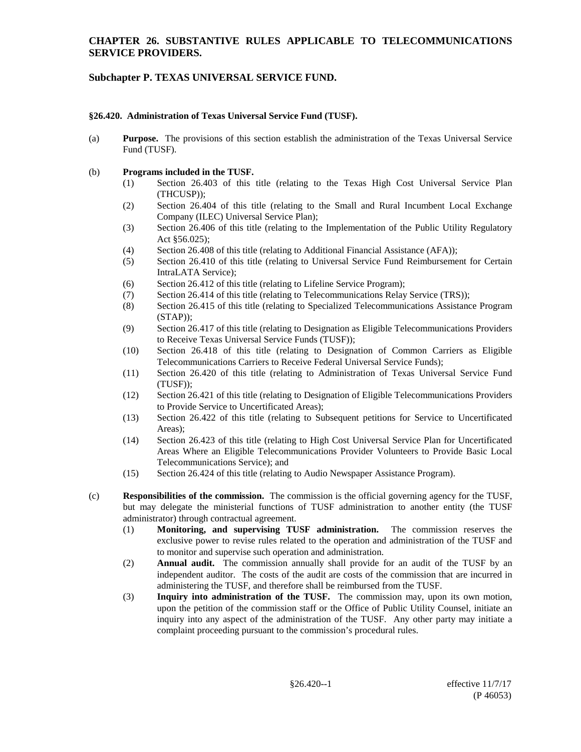# CHAPTER 26. SUBSTANTIVE RULES APPLICABLE TO TELECOMMUNICATIONS SERVICE PROVIDERS.

## Subchapter P. TEXAS UNIVERSAL SERVICE FUND.

### §26.420. Administration of Texas Universal Service Fund (TUSF).

(a) **Purpose.** The provisions of this section establish the administration of the Texas Universal Service Fund (TUSF).

(b) **Programs included in the TUSF.**

- (1) Section 26.403 of this title (relating to the Texas High Cost Universal Service Plan (THCUSP));
- (2) Section 26.404 of this title (relating to the Small and Rural Incumbent Local Exchange Company (ILEC) Universal Service Plan);
- (3) Section 26.406 of this title (relating to the Implementation of the Public Utility Regulatory Act §56.025);
- (4) Section 26.408 of this title (relating to Additional Financial Assistance (AFA));
- (5) Section 26.410 of this title (relating to Universal Service Fund Reimbursement for Certain IntraLATA Service);
- (6) Section 26.412 of this title (relating to Lifeline Service Program);
- (7) Section 26.414 of this title (relating to Telecommunications Relay Service (TRS));
- (8) Section 26.415 of this title (relating to Specialized Telecommunications Assistance Program (STAP));
- (9) Section 26.417 of this title (relating to Designation as Eligible Telecommunications Providers to Receive Texas Universal Service Funds (TUSF));
- (10) Section 26.418 of this title (relating to Designation of Common Carriers as Eligible Telecommunications Carriers to Receive Federal Universal Service Funds);
- (11) Section 26.420 of this title (relating to Administration of Texas Universal Service Fund (TUSF));
- (12) Section 26.421 of this title (relating to Designation of Eligible Telecommunications Providers to Provide Service to Uncertificated Areas);
- (13) Section 26.422 of this title (relating to Subsequent petitions for Service to Uncertificated Areas);
- (14) Section 26.423 of this title (relating to High Cost Universal Service Plan for Uncertificated Areas Where an Eligible Telecommunications Provider Volunteers to Provide Basic Local Telecommunications Service); and
- (15) Section 26.424 of this title (relating to Audio Newspaper Assistance Program).

(c) **Responsibilities of the commission.** The commission is the official governing agency for the TUSF, but may delegate the ministerial functions of TUSF administration to another entity (the TUSF administrator) through contractual agreement.

- (1) **Monitoring, and supervising TUSF administration.** The commission reserves the exclusive power to revise rules related to the operation and administration of the TUSF and to monitor and supervise such operation and administration.
- (2) **Annual audit.** The commission annually shall provide for an audit of the TUSF by an independent auditor. The costs of the audit are costs of the commission that are incurred in administering the TUSF, and therefore shall be reimbursed from the TUSF.
- (3) **Inquiry into administration of the TUSF.** The commission may, upon its own motion, upon the petition of the commission staff or the Office of Public Utility Counsel, initiate an inquiry into any aspect of the administration of the TUSF. Any other party may initiate a complaint proceeding pursuant to the commission's procedural rules.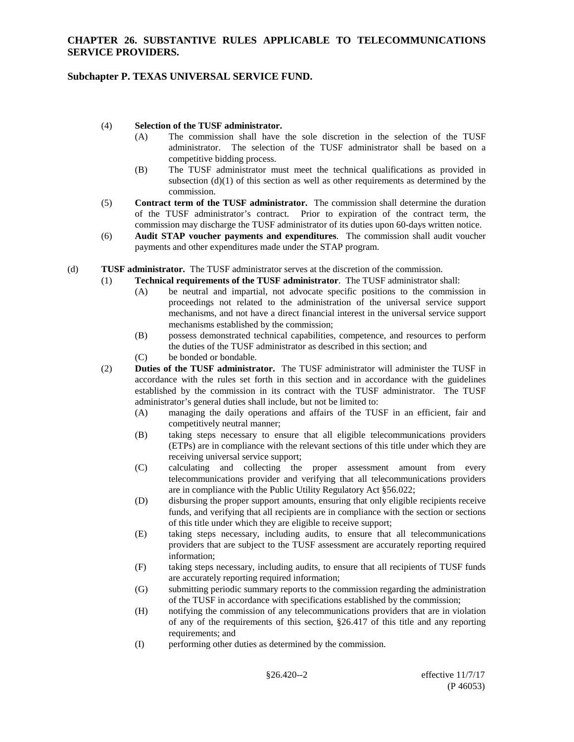(4) **Selection of the TUSF administrator.**

(A) The commission shall have the sole discretion in the selection of the TUSF administrator. The selection of the TUSF administrator shall be based on a competitive bidding process.

(B) The TUSF administrator must meet the technical qualifications as provided in subsection (d)(1) of this section as well as other requirements as determined by the commission.

(5) **Contract term of the TUSF administrator.** The commission shall determine the duration of the TUSF administrator's contract. Prior to expiration of the contract term, the commission may discharge the TUSF administrator of its duties upon 60-days written notice.

(6) **Audit STAP voucher payments and expenditures**. The commission shall audit voucher payments and other expenditures made under the STAP program.

(d) **TUSF administrator.** The TUSF administrator serves at the discretion of the commission.

(1) **Technical requirements of the TUSF administrator**. The TUSF administrator shall:

(A) be neutral and impartial, not advocate specific positions to the commission in proceedings not related to the administration of the universal service support mechanisms, and not have a direct financial interest in the universal service support mechanisms established by the commission;

(B) possess demonstrated technical capabilities, competence, and resources to perform the duties of the TUSF administrator as described in this section; and

(C) be bonded or bondable.

(2) **Duties of the TUSF administrator.** The TUSF administrator will administer the TUSF in accordance with the rules set forth in this section and in accordance with the guidelines established by the commission in its contract with the TUSF administrator. The TUSF administrator's general duties shall include, but not be limited to:

(A) managing the daily operations and affairs of the TUSF in an efficient, fair and competitively neutral manner;

(B) taking steps necessary to ensure that all eligible telecommunications providers (ETPs) are in compliance with the relevant sections of this title under which they are receiving universal service support;

(C) calculating and collecting the proper assessment amount from every telecommunications provider and verifying that all telecommunications providers are in compliance with the Public Utility Regulatory Act §56.022;

(D) disbursing the proper support amounts, ensuring that only eligible recipients receive funds, and verifying that all recipients are in compliance with the section or sections of this title under which they are eligible to receive support;

(E) taking steps necessary, including audits, to ensure that all telecommunications providers that are subject to the TUSF assessment are accurately reporting required information;

(F) taking steps necessary, including audits, to ensure that all recipients of TUSF funds are accurately reporting required information;

(G) submitting periodic summary reports to the commission regarding the administration of the TUSF in accordance with specifications established by the commission;

(H) notifying the commission of any telecommunications providers that are in violation of any of the requirements of this section, §26.417 of this title and any reporting requirements; and

(I) performing other duties as determined by the commission.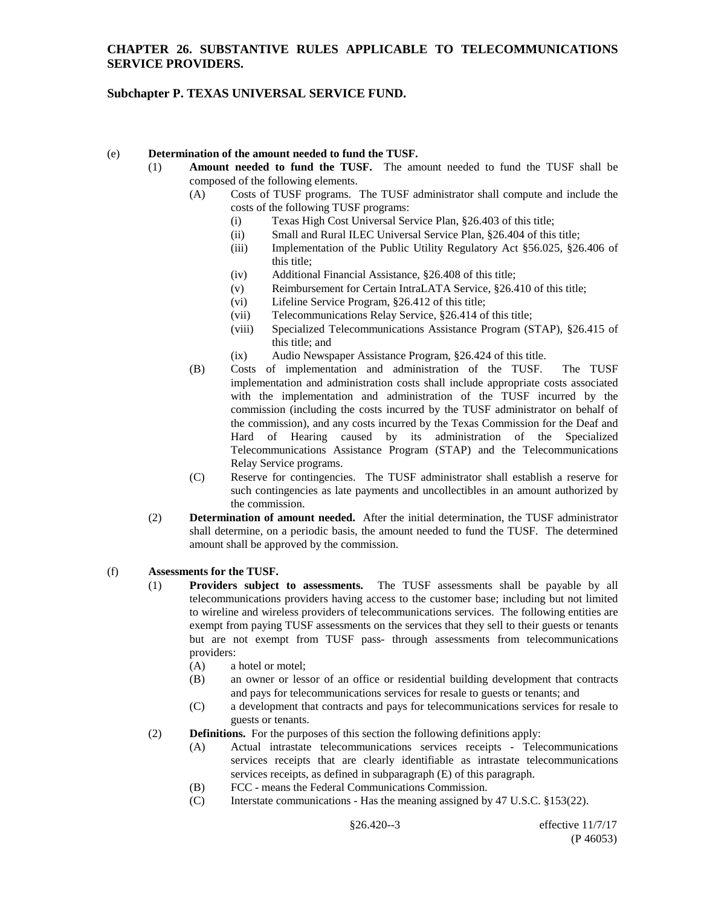(e) **Determination of the amount needed to fund the TUSF.**

(1) **Amount needed to fund the TUSF.** The amount needed to fund the TUSF shall be composed of the following elements.

(A) Costs of TUSF programs. The TUSF administrator shall compute and include the costs of the following TUSF programs:

(i) Texas High Cost Universal Service Plan, §26.403 of this title;

(ii) Small and Rural ILEC Universal Service Plan, §26.404 of this title;

(iii) Implementation of the Public Utility Regulatory Act §56.025, §26.406 of this title;

(iv) Additional Financial Assistance, §26.408 of this title;

(v) Reimbursement for Certain IntraLATA Service, §26.410 of this title;

(vi) Lifeline Service Program, §26.412 of this title;

(vii) Telecommunications Relay Service, §26.414 of this title;

(viii) Specialized Telecommunications Assistance Program (STAP), §26.415 of this title; and

(ix) Audio Newspaper Assistance Program, §26.424 of this title.

(B) Costs of implementation and administration of the TUSF. The TUSF implementation and administration costs shall include appropriate costs associated with the implementation and administration of the TUSF incurred by the commission (including the costs incurred by the TUSF administrator on behalf of the commission), and any costs incurred by the Texas Commission for the Deaf and Hard of Hearing caused by its administration of the Specialized Telecommunications Assistance Program (STAP) and the Telecommunications Relay Service programs.

(C) Reserve for contingencies. The TUSF administrator shall establish a reserve for such contingencies as late payments and uncollectibles in an amount authorized by the commission.

(2) **Determination of amount needed.** After the initial determination, the TUSF administrator shall determine, on a periodic basis, the amount needed to fund the TUSF. The determined amount shall be approved by the commission.

(f) **Assessments for the TUSF.**

(1) **Providers subject to assessments.** The TUSF assessments shall be payable by all telecommunications providers having access to the customer base; including but not limited to wireline and wireless providers of telecommunications services. The following entities are exempt from paying TUSF assessments on the services that they sell to their guests or tenants but are not exempt from TUSF pass- through assessments from telecommunications providers:

(A) a hotel or motel;

(B) an owner or lessor of an office or residential building development that contracts and pays for telecommunications services for resale to guests or tenants; and

(C) a development that contracts and pays for telecommunications services for resale to guests or tenants.

(2) **Definitions.** For the purposes of this section the following definitions apply:

(A) Actual intrastate telecommunications services receipts - Telecommunications services receipts that are clearly identifiable as intrastate telecommunications services receipts, as defined in subparagraph (E) of this paragraph.

(B) FCC - means the Federal Communications Commission.

(C) Interstate communications - Has the meaning assigned by 47 U.S.C. §153(22).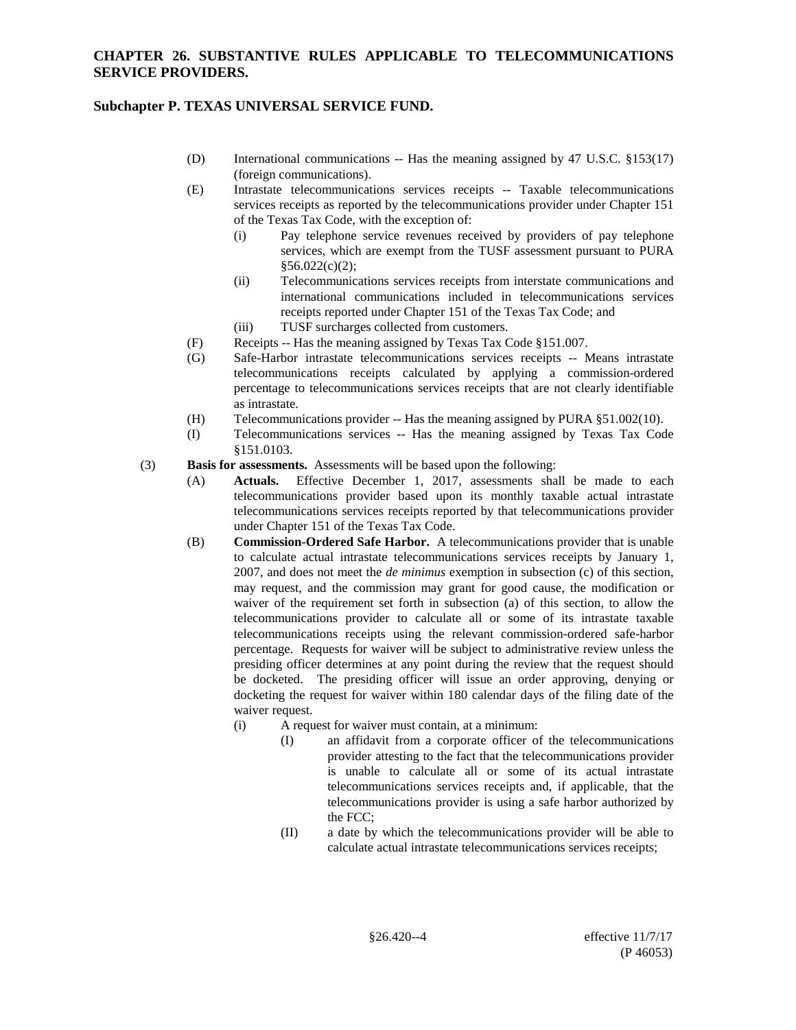- (D) International communications -- Has the meaning assigned by 47 U.S.C. §153(17) (foreign communications).
- (E) Intrastate telecommunications services receipts -- Taxable telecommunications services receipts as reported by the telecommunications provider under Chapter 151 of the Texas Tax Code, with the exception of:
  - (i) Pay telephone service revenues received by providers of pay telephone services, which are exempt from the TUSF assessment pursuant to PURA §56.022(c)(2);
  - (ii) Telecommunications services receipts from interstate communications and international communications included in telecommunications services receipts reported under Chapter 151 of the Texas Tax Code; and
  - (iii) TUSF surcharges collected from customers.
- (F) Receipts -- Has the meaning assigned by Texas Tax Code §151.007.
- (G) Safe-Harbor intrastate telecommunications services receipts -- Means intrastate telecommunications receipts calculated by applying a commission-ordered percentage to telecommunications services receipts that are not clearly identifiable as intrastate.
- (H) Telecommunications provider -- Has the meaning assigned by PURA §51.002(10).
- (I) Telecommunications services -- Has the meaning assigned by Texas Tax Code §151.0103.

(3) **Basis for assessments.** Assessments will be based upon the following:

- (A) **Actuals.** Effective December 1, 2017, assessments shall be made to each telecommunications provider based upon its monthly taxable actual intrastate telecommunications services receipts reported by that telecommunications provider under Chapter 151 of the Texas Tax Code.
- (B) **Commission-Ordered Safe Harbor.** A telecommunications provider that is unable to calculate actual intrastate telecommunications services receipts by January 1, 2007, and does not meet the *de minimus* exemption in subsection (c) of this section, may request, and the commission may grant for good cause, the modification or waiver of the requirement set forth in subsection (a) of this section, to allow the telecommunications provider to calculate all or some of its intrastate taxable telecommunications receipts using the relevant commission-ordered safe-harbor percentage. Requests for waiver will be subject to administrative review unless the presiding officer determines at any point during the review that the request should be docketed. The presiding officer will issue an order approving, denying or docketing the request for waiver within 180 calendar days of the filing date of the waiver request.
  - (i) A request for waiver must contain, at a minimum:
    - (I) an affidavit from a corporate officer of the telecommunications provider attesting to the fact that the telecommunications provider is unable to calculate all or some of its actual intrastate telecommunications services receipts and, if applicable, that the telecommunications provider is using a safe harbor authorized by the FCC;
    - (II) a date by which the telecommunications provider will be able to calculate actual intrastate telecommunications services receipts;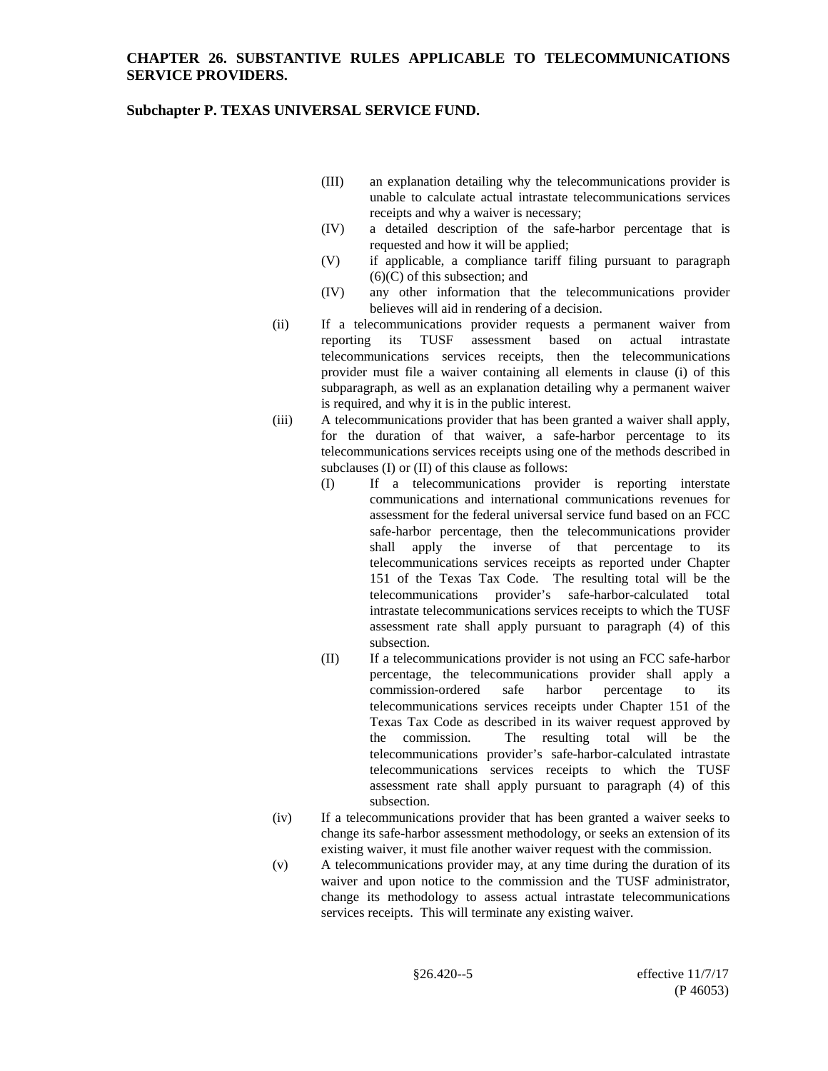(III) an explanation detailing why the telecommunications provider is unable to calculate actual intrastate telecommunications services receipts and why a waiver is necessary;

(IV) a detailed description of the safe-harbor percentage that is requested and how it will be applied;

(V) if applicable, a compliance tariff filing pursuant to paragraph (6)(C) of this subsection; and

(IV) any other information that the telecommunications provider believes will aid in rendering of a decision.

(ii) If a telecommunications provider requests a permanent waiver from reporting its TUSF assessment based on actual intrastate telecommunications services receipts, then the telecommunications provider must file a waiver containing all elements in clause (i) of this subparagraph, as well as an explanation detailing why a permanent waiver is required, and why it is in the public interest.

(iii) A telecommunications provider that has been granted a waiver shall apply, for the duration of that waiver, a safe-harbor percentage to its telecommunications services receipts using one of the methods described in subclauses (I) or (II) of this clause as follows:

(I) If a telecommunications provider is reporting interstate communications and international communications revenues for assessment for the federal universal service fund based on an FCC safe-harbor percentage, then the telecommunications provider shall apply the inverse of that percentage to its telecommunications services receipts as reported under Chapter 151 of the Texas Tax Code. The resulting total will be the telecommunications provider's safe-harbor-calculated total intrastate telecommunications services receipts to which the TUSF assessment rate shall apply pursuant to paragraph (4) of this subsection.

(II) If a telecommunications provider is not using an FCC safe-harbor percentage, the telecommunications provider shall apply a commission-ordered safe harbor percentage to its telecommunications services receipts under Chapter 151 of the Texas Tax Code as described in its waiver request approved by the commission. The resulting total will be the telecommunications provider's safe-harbor-calculated intrastate telecommunications services receipts to which the TUSF assessment rate shall apply pursuant to paragraph (4) of this subsection.

(iv) If a telecommunications provider that has been granted a waiver seeks to change its safe-harbor assessment methodology, or seeks an extension of its existing waiver, it must file another waiver request with the commission.

(v) A telecommunications provider may, at any time during the duration of its waiver and upon notice to the commission and the TUSF administrator, change its methodology to assess actual intrastate telecommunications services receipts. This will terminate any existing waiver.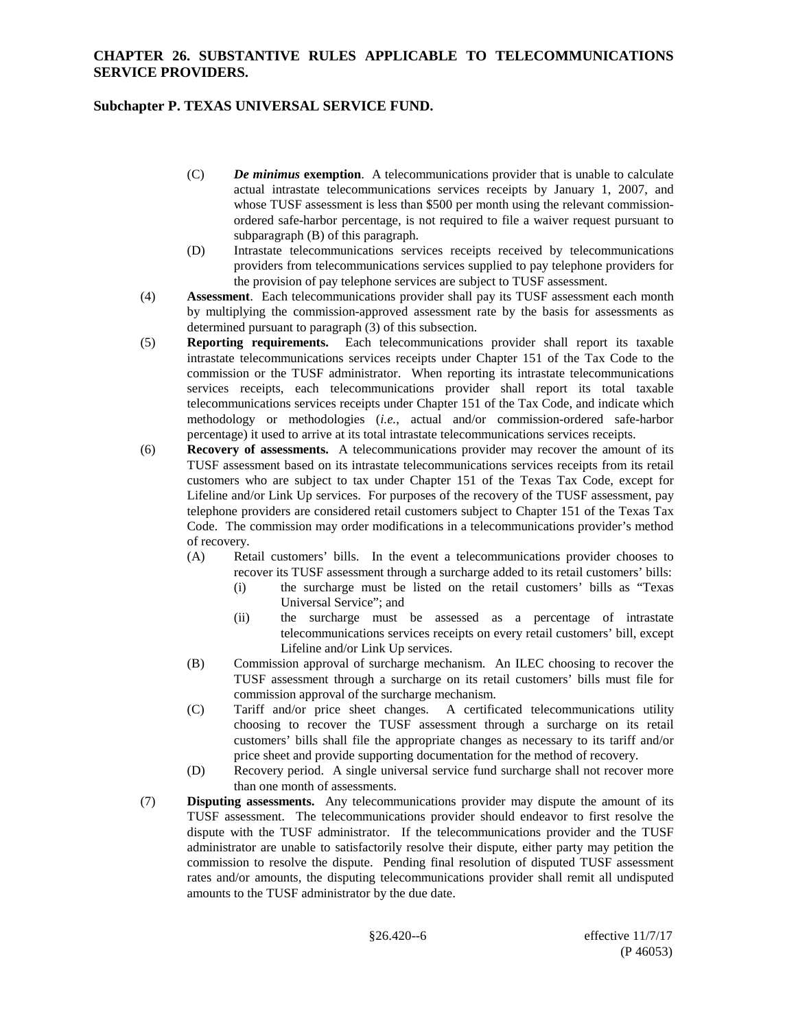(C) ***De minimus* exemption**. A telecommunications provider that is unable to calculate actual intrastate telecommunications services receipts by January 1, 2007, and whose TUSF assessment is less than $500 per month using the relevant commission-ordered safe-harbor percentage, is not required to file a waiver request pursuant to subparagraph (B) of this paragraph.

(D) Intrastate telecommunications services receipts received by telecommunications providers from telecommunications services supplied to pay telephone providers for the provision of pay telephone services are subject to TUSF assessment.

(4) **Assessment**. Each telecommunications provider shall pay its TUSF assessment each month by multiplying the commission-approved assessment rate by the basis for assessments as determined pursuant to paragraph (3) of this subsection.

(5) **Reporting requirements.** Each telecommunications provider shall report its taxable intrastate telecommunications services receipts under Chapter 151 of the Tax Code to the commission or the TUSF administrator. When reporting its intrastate telecommunications services receipts, each telecommunications provider shall report its total taxable telecommunications services receipts under Chapter 151 of the Tax Code, and indicate which methodology or methodologies (*i.e.*, actual and/or commission-ordered safe-harbor percentage) it used to arrive at its total intrastate telecommunications services receipts.

(6) **Recovery of assessments.** A telecommunications provider may recover the amount of its TUSF assessment based on its intrastate telecommunications services receipts from its retail customers who are subject to tax under Chapter 151 of the Texas Tax Code, except for Lifeline and/or Link Up services. For purposes of the recovery of the TUSF assessment, pay telephone providers are considered retail customers subject to Chapter 151 of the Texas Tax Code. The commission may order modifications in a telecommunications provider's method of recovery.

(A) Retail customers' bills. In the event a telecommunications provider chooses to recover its TUSF assessment through a surcharge added to its retail customers' bills:

(i) the surcharge must be listed on the retail customers' bills as "Texas Universal Service"; and

(ii) the surcharge must be assessed as a percentage of intrastate telecommunications services receipts on every retail customers' bill, except Lifeline and/or Link Up services.

(B) Commission approval of surcharge mechanism. An ILEC choosing to recover the TUSF assessment through a surcharge on its retail customers' bills must file for commission approval of the surcharge mechanism.

(C) Tariff and/or price sheet changes. A certificated telecommunications utility choosing to recover the TUSF assessment through a surcharge on its retail customers' bills shall file the appropriate changes as necessary to its tariff and/or price sheet and provide supporting documentation for the method of recovery.

(D) Recovery period. A single universal service fund surcharge shall not recover more than one month of assessments.

(7) **Disputing assessments.** Any telecommunications provider may dispute the amount of its TUSF assessment. The telecommunications provider should endeavor to first resolve the dispute with the TUSF administrator. If the telecommunications provider and the TUSF administrator are unable to satisfactorily resolve their dispute, either party may petition the commission to resolve the dispute. Pending final resolution of disputed TUSF assessment rates and/or amounts, the disputing telecommunications provider shall remit all undisputed amounts to the TUSF administrator by the due date.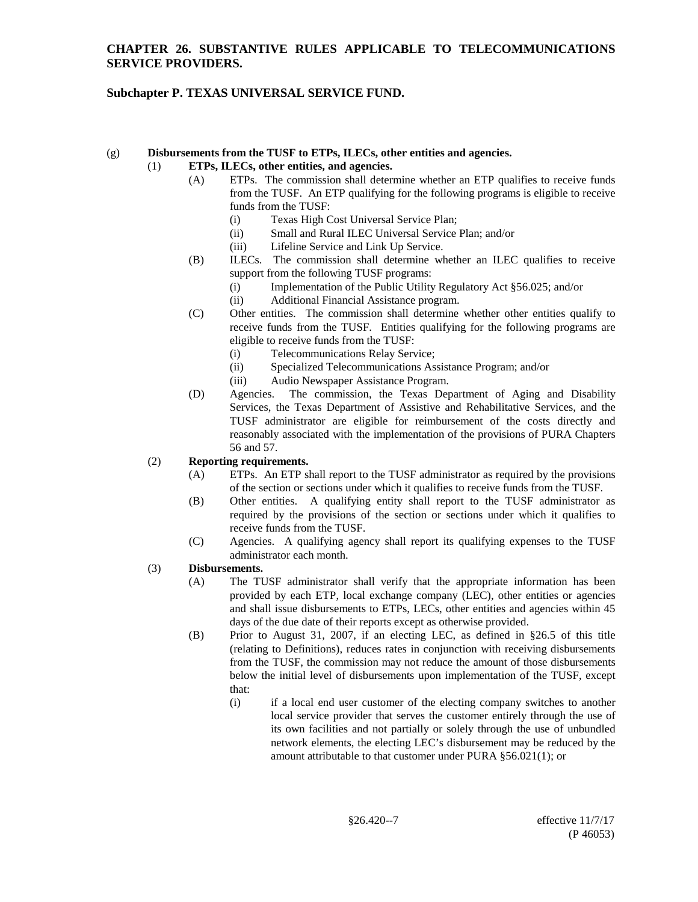**CHAPTER 26. SUBSTANTIVE RULES APPLICABLE TO TELECOMMUNICATIONS SERVICE PROVIDERS.**

**Subchapter P. TEXAS UNIVERSAL SERVICE FUND.**

(g) **Disbursements from the TUSF to ETPs, ILECs, other entities and agencies.**

(1) **ETPs, ILECs, other entities, and agencies.**

(A) ETPs. The commission shall determine whether an ETP qualifies to receive funds from the TUSF. An ETP qualifying for the following programs is eligible to receive funds from the TUSF:

(i) Texas High Cost Universal Service Plan;

(ii) Small and Rural ILEC Universal Service Plan; and/or

(iii) Lifeline Service and Link Up Service.

(B) ILECs. The commission shall determine whether an ILEC qualifies to receive support from the following TUSF programs:

(i) Implementation of the Public Utility Regulatory Act §56.025; and/or

(ii) Additional Financial Assistance program.

(C) Other entities. The commission shall determine whether other entities qualify to receive funds from the TUSF. Entities qualifying for the following programs are eligible to receive funds from the TUSF:

(i) Telecommunications Relay Service;

(ii) Specialized Telecommunications Assistance Program; and/or

(iii) Audio Newspaper Assistance Program.

(D) Agencies. The commission, the Texas Department of Aging and Disability Services, the Texas Department of Assistive and Rehabilitative Services, and the TUSF administrator are eligible for reimbursement of the costs directly and reasonably associated with the implementation of the provisions of PURA Chapters 56 and 57.

(2) **Reporting requirements.**

(A) ETPs. An ETP shall report to the TUSF administrator as required by the provisions of the section or sections under which it qualifies to receive funds from the TUSF.

(B) Other entities. A qualifying entity shall report to the TUSF administrator as required by the provisions of the section or sections under which it qualifies to receive funds from the TUSF.

(C) Agencies. A qualifying agency shall report its qualifying expenses to the TUSF administrator each month.

(3) **Disbursements.**

(A) The TUSF administrator shall verify that the appropriate information has been provided by each ETP, local exchange company (LEC), other entities or agencies and shall issue disbursements to ETPs, LECs, other entities and agencies within 45 days of the due date of their reports except as otherwise provided.

(B) Prior to August 31, 2007, if an electing LEC, as defined in §26.5 of this title (relating to Definitions), reduces rates in conjunction with receiving disbursements from the TUSF, the commission may not reduce the amount of those disbursements below the initial level of disbursements upon implementation of the TUSF, except that:

(i) if a local end user customer of the electing company switches to another local service provider that serves the customer entirely through the use of its own facilities and not partially or solely through the use of unbundled network elements, the electing LEC's disbursement may be reduced by the amount attributable to that customer under PURA §56.021(1); or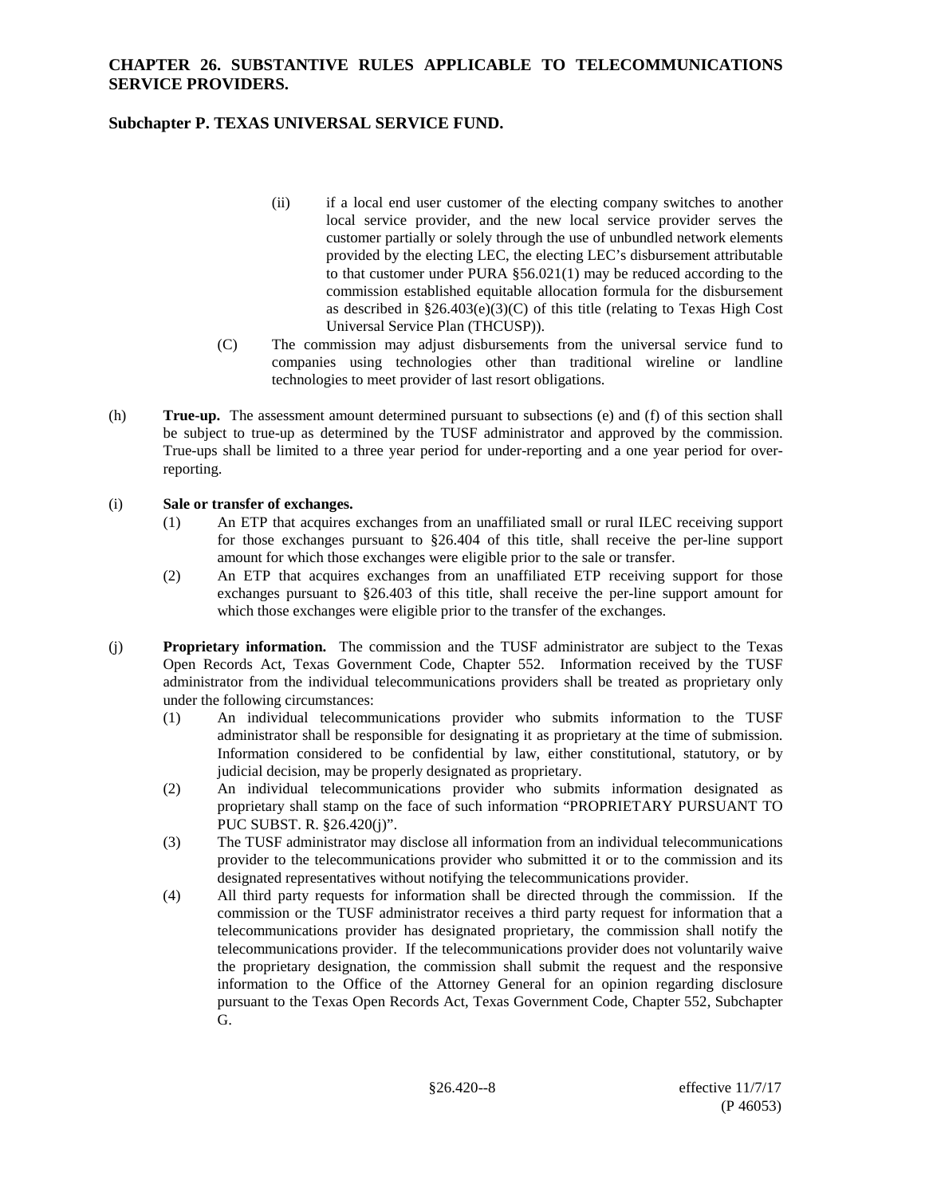(ii) if a local end user customer of the electing company switches to another local service provider, and the new local service provider serves the customer partially or solely through the use of unbundled network elements provided by the electing LEC, the electing LEC's disbursement attributable to that customer under PURA §56.021(1) may be reduced according to the commission established equitable allocation formula for the disbursement as described in §26.403(e)(3)(C) of this title (relating to Texas High Cost Universal Service Plan (THCUSP)).

(C) The commission may adjust disbursements from the universal service fund to companies using technologies other than traditional wireline or landline technologies to meet provider of last resort obligations.

(h) **True-up.** The assessment amount determined pursuant to subsections (e) and (f) of this section shall be subject to true-up as determined by the TUSF administrator and approved by the commission. True-ups shall be limited to a three year period for under-reporting and a one year period for over-reporting.

(i) **Sale or transfer of exchanges.**

(1) An ETP that acquires exchanges from an unaffiliated small or rural ILEC receiving support for those exchanges pursuant to §26.404 of this title, shall receive the per-line support amount for which those exchanges were eligible prior to the sale or transfer.

(2) An ETP that acquires exchanges from an unaffiliated ETP receiving support for those exchanges pursuant to §26.403 of this title, shall receive the per-line support amount for which those exchanges were eligible prior to the transfer of the exchanges.

(j) **Proprietary information.** The commission and the TUSF administrator are subject to the Texas Open Records Act, Texas Government Code, Chapter 552. Information received by the TUSF administrator from the individual telecommunications providers shall be treated as proprietary only under the following circumstances:

(1) An individual telecommunications provider who submits information to the TUSF administrator shall be responsible for designating it as proprietary at the time of submission. Information considered to be confidential by law, either constitutional, statutory, or by judicial decision, may be properly designated as proprietary.

(2) An individual telecommunications provider who submits information designated as proprietary shall stamp on the face of such information "PROPRIETARY PURSUANT TO PUC SUBST. R. §26.420(j)".

(3) The TUSF administrator may disclose all information from an individual telecommunications provider to the telecommunications provider who submitted it or to the commission and its designated representatives without notifying the telecommunications provider.

(4) All third party requests for information shall be directed through the commission. If the commission or the TUSF administrator receives a third party request for information that a telecommunications provider has designated proprietary, the commission shall notify the telecommunications provider. If the telecommunications provider does not voluntarily waive the proprietary designation, the commission shall submit the request and the responsive information to the Office of the Attorney General for an opinion regarding disclosure pursuant to the Texas Open Records Act, Texas Government Code, Chapter 552, Subchapter G.